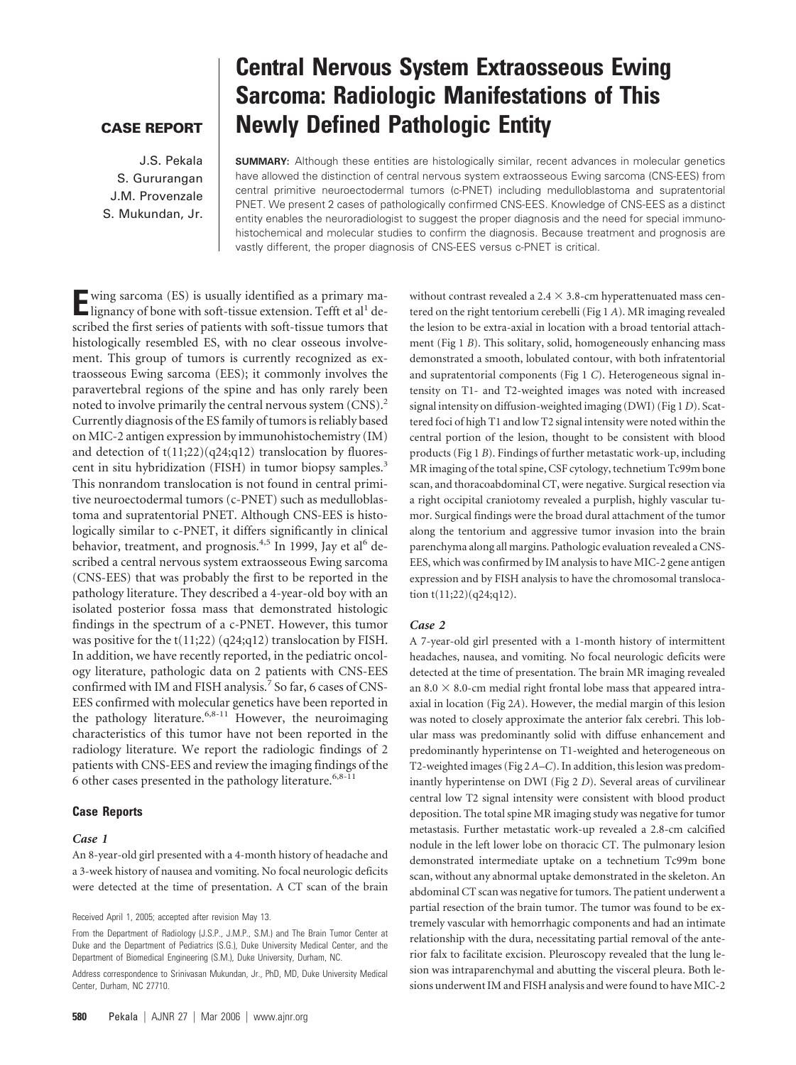**CASE REPORT**

# Central Nervous System Extraosseous Ewing Sarcoma: Radiologic Manifestations of This Newly Defined Pathologic Entity

J.S. Pekala
S. Gururangan
J.M. Provenzale
S. Mukundan, Jr.

**SUMMARY:** Although these entities are histologically similar, recent advances in molecular genetics have allowed the distinction of central nervous system extraosseous Ewing sarcoma (CNS-EES) from central primitive neuroectodermal tumors (c-PNET) including medulloblastoma and supratentorial PNET. We present 2 cases of pathologically confirmed CNS-EES. Knowledge of CNS-EES as a distinct entity enables the neuroradiologist to suggest the proper diagnosis and the need for special immunohistochemical and molecular studies to confirm the diagnosis. Because treatment and prognosis are vastly different, the proper diagnosis of CNS-EES versus c-PNET is critical.

Ewing sarcoma (ES) is usually identified as a primary malignancy of bone with soft-tissue extension. Tefft et al[1] described the first series of patients with soft-tissue tumors that histologically resembled ES, with no clear osseous involvement. This group of tumors is currently recognized as extraosseous Ewing sarcoma (EES); it commonly involves the paravertebral regions of the spine and has only rarely been noted to involve primarily the central nervous system (CNS).[2] Currently diagnosis of the ES family of tumors is reliably based on MIC-2 antigen expression by immunohistochemistry (IM) and detection of t(11;22)(q24;q12) translocation by fluorescent in situ hybridization (FISH) in tumor biopsy samples.[3] This nonrandom translocation is not found in central primitive neuroectodermal tumors (c-PNET) such as medulloblastoma and supratentorial PNET. Although CNS-EES is histologically similar to c-PNET, it differs significantly in clinical behavior, treatment, and prognosis.[4,5] In 1999, Jay et al[6] described a central nervous system extraosseous Ewing sarcoma (CNS-EES) that was probably the first to be reported in the pathology literature. They described a 4-year-old boy with an isolated posterior fossa mass that demonstrated histologic findings in the spectrum of a c-PNET. However, this tumor was positive for the t(11;22) (q24;q12) translocation by FISH. In addition, we have recently reported, in the pediatric oncology literature, pathologic data on 2 patients with CNS-EES confirmed with IM and FISH analysis.[7] So far, 6 cases of CNS-EES confirmed with molecular genetics have been reported in the pathology literature.[6,8-11] However, the neuroimaging characteristics of this tumor have not been reported in the radiology literature. We report the radiologic findings of 2 patients with CNS-EES and review the imaging findings of the 6 other cases presented in the pathology literature.[6,8-11]

## Case Reports

### Case 1

An 8-year-old girl presented with a 4-month history of headache and a 3-week history of nausea and vomiting. No focal neurologic deficits were detected at the time of presentation. A CT scan of the brain without contrast revealed a 2.4 × 3.8-cm hyperattenuated mass centered on the right tentorium cerebelli (Fig 1 *A*). MR imaging revealed the lesion to be extra-axial in location with a broad tentorial attachment (Fig 1 *B*). This solitary, solid, homogeneously enhancing mass demonstrated a smooth, lobulated contour, with both infratentorial and supratentorial components (Fig 1 *C*). Heterogeneous signal intensity on T1- and T2-weighted images was noted with increased signal intensity on diffusion-weighted imaging (DWI) (Fig 1 *D*). Scattered foci of high T1 and low T2 signal intensity were noted within the central portion of the lesion, thought to be consistent with blood products (Fig 1 *B*). Findings of further metastatic work-up, including MR imaging of the total spine, CSF cytology, technetium Tc99m bone scan, and thoracoabdominal CT, were negative. Surgical resection via a right occipital craniotomy revealed a purplish, highly vascular tumor. Surgical findings were the broad dural attachment of the tumor along the tentorium and aggressive tumor invasion into the brain parenchyma along all margins. Pathologic evaluation revealed a CNS-EES, which was confirmed by IM analysis to have MIC-2 gene antigen expression and by FISH analysis to have the chromosomal translocation t(11;22)(q24;q12).

### Case 2

A 7-year-old girl presented with a 1-month history of intermittent headaches, nausea, and vomiting. No focal neurologic deficits were detected at the time of presentation. The brain MR imaging revealed an 8.0 × 8.0-cm medial right frontal lobe mass that appeared intra-axial in location (Fig 2*A*). However, the medial margin of this lesion was noted to closely approximate the anterior falx cerebri. This lobular mass was predominantly solid with diffuse enhancement and predominantly hyperintense on T1-weighted and heterogeneous on T2-weighted images (Fig 2 *A*–*C*). In addition, this lesion was predominantly hyperintense on DWI (Fig 2 *D*). Several areas of curvilinear central low T2 signal intensity were consistent with blood product deposition. The total spine MR imaging study was negative for tumor metastasis. Further metastatic work-up revealed a 2.8-cm calcified nodule in the left lower lobe on thoracic CT. The pulmonary lesion demonstrated intermediate uptake on a technetium Tc99m bone scan, without any abnormal uptake demonstrated in the skeleton. An abdominal CT scan was negative for tumors. The patient underwent a partial resection of the brain tumor. The tumor was found to be extremely vascular with hemorrhagic components and had an intimate relationship with the dura, necessitating partial removal of the anterior falx to facilitate excision. Pleuroscopy revealed that the lung lesion was intraparenchymal and abutting the visceral pleura. Both lesions underwent IM and FISH analysis and were found to have MIC-2

Received April 1, 2005; accepted after revision May 13.

From the Department of Radiology (J.S.P., J.M.P., S.M.) and The Brain Tumor Center at Duke and the Department of Pediatrics (S.G.), Duke University Medical Center, and the Department of Biomedical Engineering (S.M.), Duke University, Durham, NC.

Address correspondence to Srinivasan Mukundan, Jr., PhD, MD, Duke University Medical Center, Durham, NC 27710.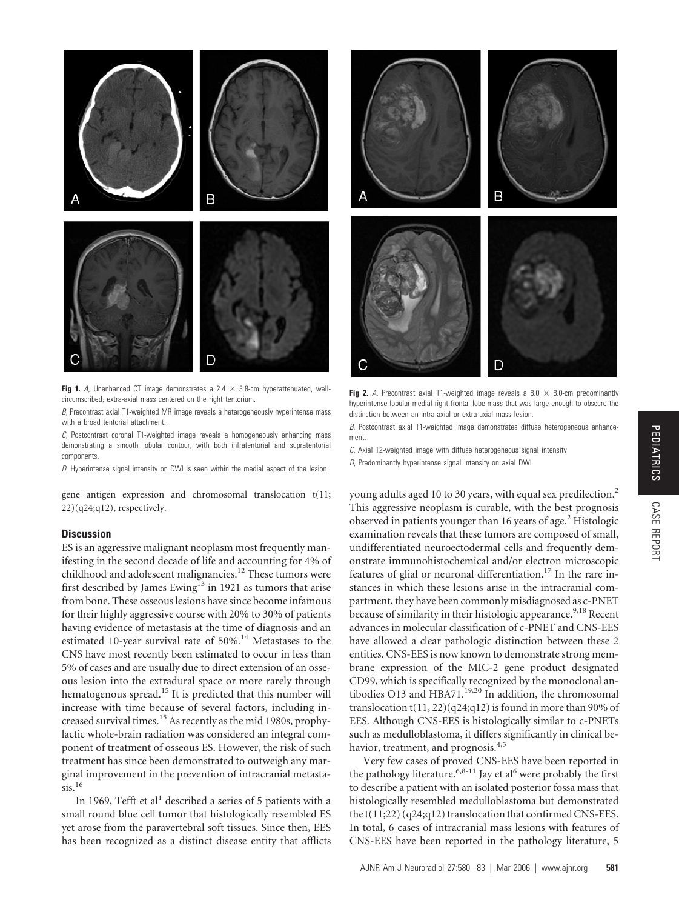**Fig 1.** *A,* Unenhanced CT image demonstrates a 2.4 × 3.8-cm hyperattenuated, well-circumscribed, extra-axial mass centered on the right tentorium.

*B,* Precontrast axial T1-weighted MR image reveals a heterogeneously hyperintense mass with a broad tentorial attachment.

*C,* Postcontrast coronal T1-weighted image reveals a homogeneously enhancing mass demonstrating a smooth lobular contour, with both infratentorial and supratentorial components.

*D,* Hyperintense signal intensity on DWI is seen within the medial aspect of the lesion.

**Fig 2.** *A,* Precontrast axial T1-weighted image reveals a 8.0 × 8.0-cm predominantly hyperintense lobular medial right frontal lobe mass that was large enough to obscure the distinction between an intra-axial or extra-axial mass lesion.

*B,* Postcontrast axial T1-weighted image demonstrates diffuse heterogeneous enhancement.

*C,* Axial T2-weighted image with diffuse heterogeneous signal intensity

*D,* Predominantly hyperintense signal intensity on axial DWI.

gene antigen expression and chromosomal translocation t(11; 22)(q24;q12), respectively.

## Discussion

ES is an aggressive malignant neoplasm most frequently manifesting in the second decade of life and accounting for 4% of childhood and adolescent malignancies.[12] These tumors were first described by James Ewing[13] in 1921 as tumors that arise from bone. These osseous lesions have since become infamous for their highly aggressive course with 20% to 30% of patients having evidence of metastasis at the time of diagnosis and an estimated 10-year survival rate of 50%.[14] Metastases to the CNS have most recently been estimated to occur in less than 5% of cases and are usually due to direct extension of an osseous lesion into the extradural space or more rarely through hematogenous spread.[15] It is predicted that this number will increase with time because of several factors, including increased survival times.[15] As recently as the mid 1980s, prophylactic whole-brain radiation was considered an integral component of treatment of osseous ES. However, the risk of such treatment has since been demonstrated to outweigh any marginal improvement in the prevention of intracranial metastasis.[16]

In 1969, Tefft et al[1] described a series of 5 patients with a small round blue cell tumor that histologically resembled ES yet arose from the paravertebral soft tissues. Since then, EES has been recognized as a distinct disease entity that afflicts young adults aged 10 to 30 years, with equal sex predilection.[2] This aggressive neoplasm is curable, with the best prognosis observed in patients younger than 16 years of age.[2] Histologic examination reveals that these tumors are composed of small, undifferentiated neuroectodermal cells and frequently demonstrate immunohistochemical and/or electron microscopic features of glial or neuronal differentiation.[17] In the rare instances in which these lesions arise in the intracranial compartment, they have been commonly misdiagnosed as c-PNET because of similarity in their histologic appearance.[9,18] Recent advances in molecular classification of c-PNET and CNS-EES have allowed a clear pathologic distinction between these 2 entities. CNS-EES is now known to demonstrate strong membrane expression of the MIC-2 gene product designated CD99, which is specifically recognized by the monoclonal antibodies O13 and HBA71.[19,20] In addition, the chromosomal translocation t(11, 22)(q24;q12) is found in more than 90% of EES. Although CNS-EES is histologically similar to c-PNETs such as medulloblastoma, it differs significantly in clinical behavior, treatment, and prognosis.[4,5]

Very few cases of proved CNS-EES have been reported in the pathology literature.[6,8-11] Jay et al[6] were probably the first to describe a patient with an isolated posterior fossa mass that histologically resembled medulloblastoma but demonstrated the t(11;22) (q24;q12) translocation that confirmed CNS-EES. In total, 6 cases of intracranial mass lesions with features of CNS-EES have been reported in the pathology literature, 5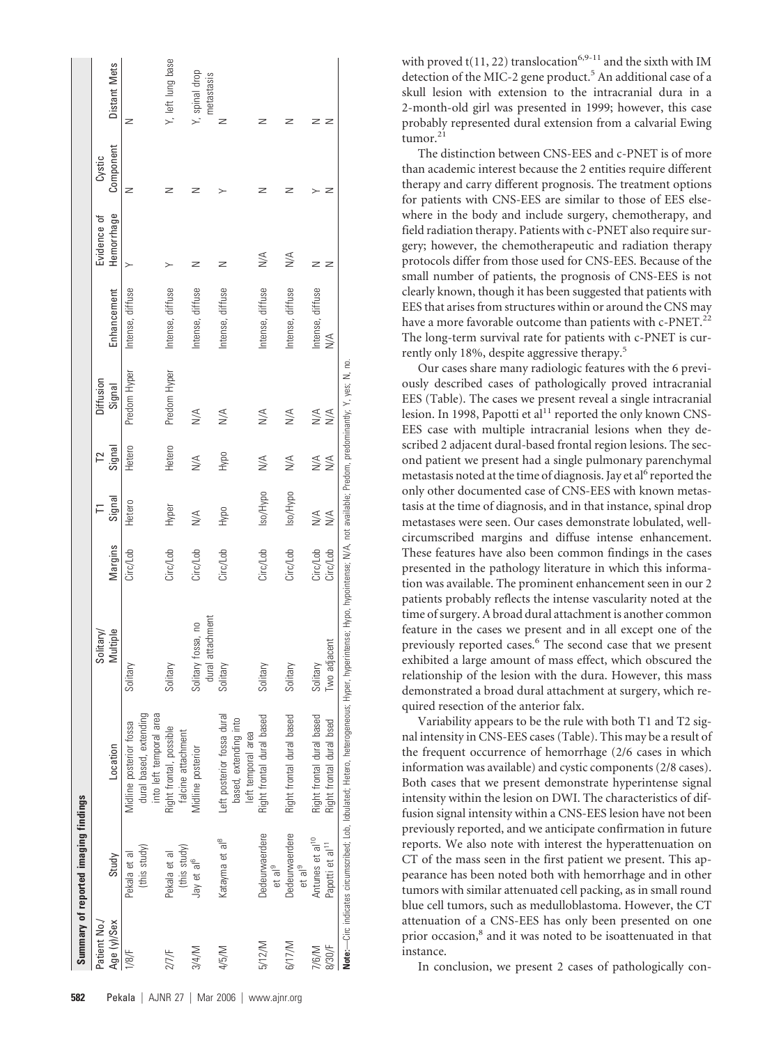**Summary of reported imaging findings**

| Patient No./ Age (y)/Sex | Study | Location | Solitary/ Multiple | Margins | T1 Signal | T2 Signal | Diffusion Signal | Enhancement | Evidence of Hemorrhage | Cystic Component | Distant Mets |
|---|---|---|---|---|---|---|---|---|---|---|---|
| 1/8/F | Pekala et al (this study) | Midline posterior fossa dural based, extending into left temporal area | Solitary | Circ/Lob | Hetero | Hetero | Predom Hyper | Intense, diffuse | Y | N | N |
| 2/7/F | Pekala et al (this study) | Right frontal, possible falcine attachment | Solitary | Circ/Lob | Hyper | Hetero | Predom Hyper | Intense, diffuse | Y | N | Y, left lung base |
| 3/4/M | Jay et al[6] | Midline posterior | Solitary fossa, no dural attachment | Circ/Lob | N/A | N/A | N/A | Intense, diffuse | N | N | Y, spinal drop metastasis |
| 4/5/M | Katayma et al[8] | Left posterior fossa dural based, extending into left temporal area | Solitary | Circ/Lob | Hypo | Hypo | N/A | Intense, diffuse | N | Y | N |
| 5/12/M | Dedeurwaerdere et al[9] | Right frontal dural based | Solitary | Circ/Lob | Iso/Hypo | N/A | N/A | Intense, diffuse | N/A | N | N |
| 6/17/M | Dedeurwaerdere et al[9] | Right frontal dural based | Solitary | Circ/Lob | Iso/Hypo | N/A | N/A | Intense, diffuse | N/A | N | N |
| 7/6/M | Antunes et al[10] | Right frontal dural based | Solitary | Circ/Lob | N/A | N/A | N/A | Intense, diffuse | N | Y | N |
| 8/30/F | Papotti et al[11] | Right frontal dural bsed | Two adjacent | Circ/Lob | N/A | N/A | N/A | N/A | N | N | N |

**Note:**—Circ indicates circumscribed; Lob, lobulated; Hetero, heterogeneous; Hyper, hyperintense; Hypo, hypointense; N/A, not available; Predom, predominantly; Y, yes; N, no.

with proved t(11, 22) translocation[6,9–11] and the sixth with IM detection of the MIC-2 gene product.[5] An additional case of a skull lesion with extension to the intracranial dura in a 2-month-old girl was presented in 1999; however, this case probably represented dural extension from a calvarial Ewing tumor.[21]

The distinction between CNS-EES and c-PNET is of more than academic interest because the 2 entities require different therapy and carry different prognosis. The treatment options for patients with CNS-EES are similar to those of EES elsewhere in the body and include surgery, chemotherapy, and field radiation therapy. Patients with c-PNET also require surgery; however, the chemotherapeutic and radiation therapy protocols differ from those used for CNS-EES. Because of the small number of patients, the prognosis of CNS-EES is not clearly known, though it has been suggested that patients with EES that arises from structures within or around the CNS may have a more favorable outcome than patients with c-PNET.[22] The long-term survival rate for patients with c-PNET is currently only 18%, despite aggressive therapy.[5]

Our cases share many radiologic features with the 6 previously described cases of pathologically proved intracranial EES (Table). The cases we present reveal a single intracranial lesion. In 1998, Papotti et al[11] reported the only known CNS-EES case with multiple intracranial lesions when they described 2 adjacent dural-based frontal region lesions. The second patient we present had a single pulmonary parenchymal metastasis noted at the time of diagnosis. Jay et al[6] reported the only other documented case of CNS-EES with known metastasis at the time of diagnosis, and in that instance, spinal drop metastases were seen. Our cases demonstrate lobulated, well-circumscribed margins and diffuse intense enhancement. These features have also been common findings in the cases presented in the pathology literature in which this information was available. The prominent enhancement seen in our 2 patients probably reflects the intense vascularity noted at the time of surgery. A broad dural attachment is another common feature in the cases we present and in all except one of the previously reported cases.[6] The second case that we present exhibited a large amount of mass effect, which obscured the relationship of the lesion with the dura. However, this mass demonstrated a broad dural attachment at surgery, which required resection of the anterior falx.

Variability appears to be the rule with both T1 and T2 signal intensity in CNS-EES cases (Table). This may be a result of the frequent occurrence of hemorrhage (2/6 cases in which information was available) and cystic components (2/8 cases). Both cases that we present demonstrate hyperintense signal intensity within the lesion on DWI. The characteristics of diffusion signal intensity within a CNS-EES lesion have not been previously reported, and we anticipate confirmation in future reports. We also note with interest the hyperattenuation on CT of the mass seen in the first patient we present. This appearance has been noted both with hemorrhage and in other tumors with similar attenuated cell packing, as in small round blue cell tumors, such as medulloblastoma. However, the CT attenuation of a CNS-EES has only been presented on one prior occasion,[8] and it was noted to be isoattenuated in that instance.

In conclusion, we present 2 cases of pathologically con-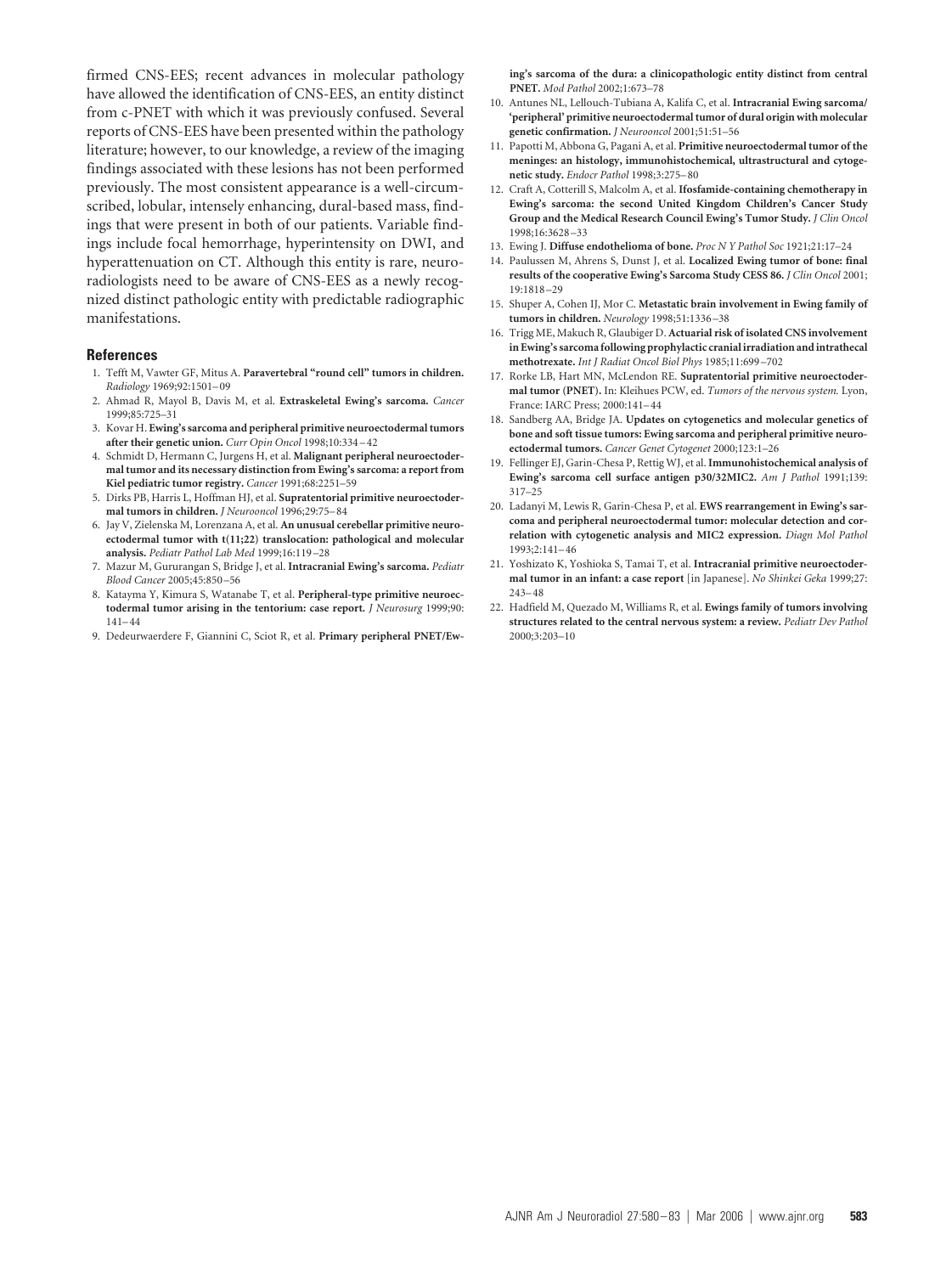firmed CNS-EES; recent advances in molecular pathology have allowed the identification of CNS-EES, an entity distinct from c-PNET with which it was previously confused. Several reports of CNS-EES have been presented within the pathology literature; however, to our knowledge, a review of the imaging findings associated with these lesions has not been performed previously. The most consistent appearance is a well-circumscribed, lobular, intensely enhancing, dural-based mass, findings that were present in both of our patients. Variable findings include focal hemorrhage, hyperintensity on DWI, and hyperattenuation on CT. Although this entity is rare, neuroradiologists need to be aware of CNS-EES as a newly recognized distinct pathologic entity with predictable radiographic manifestations.

## References

1. Tefft M, Vawter GF, Mitus A. **Paravertebral "round cell" tumors in children.** *Radiology* 1969;92:1501–09
2. Ahmad R, Mayol B, Davis M, et al. **Extraskeletal Ewing's sarcoma.** *Cancer* 1999;85:725–31
3. Kovar H. **Ewing's sarcoma and peripheral primitive neuroectodermal tumors after their genetic union.** *Curr Opin Oncol* 1998;10:334–42
4. Schmidt D, Hermann C, Jurgens H, et al. **Malignant peripheral neuroectodermal tumor and its necessary distinction from Ewing's sarcoma: a report from Kiel pediatric tumor registry.** *Cancer* 1991;68:2251–59
5. Dirks PB, Harris L, Hoffman HJ, et al. **Supratentorial primitive neuroectodermal tumors in children.** *J Neurooncol* 1996;29:75–84
6. Jay V, Zielenska M, Lorenzana A, et al. **An unusual cerebellar primitive neuroectodermal tumor with t(11;22) translocation: pathological and molecular analysis.** *Pediatr Pathol Lab Med* 1999;16:119–28
7. Mazur M, Gururangan S, Bridge J, et al. **Intracranial Ewing's sarcoma.** *Pediatr Blood Cancer* 2005;45:850–56
8. Katayma Y, Kimura S, Watanabe T, et al. **Peripheral-type primitive neuroectodermal tumor arising in the tentorium: case report.** *J Neurosurg* 1999;90: 141–44
9. Dedeurwaerdere F, Giannini C, Sciot R, et al. **Primary peripheral PNET/Ewing's sarcoma of the dura: a clinicopathologic entity distinct from central PNET.** *Mod Pathol* 2002;1:673–78
10. Antunes NL, Lellouch-Tubiana A, Kalifa C, et al. **Intracranial Ewing sarcoma/ 'peripheral' primitive neuroectodermal tumor of dural origin with molecular genetic confirmation.** *J Neurooncol* 2001;51:51–56
11. Papotti M, Abbona G, Pagani A, et al. **Primitive neuroectodermal tumor of the meninges: an histology, immunohistochemical, ultrastructural and cytogenetic study.** *Endocr Pathol* 1998;3:275–80
12. Craft A, Cotterill S, Malcolm A, et al. **Ifosfamide-containing chemotherapy in Ewing's sarcoma: the second United Kingdom Children's Cancer Study Group and the Medical Research Council Ewing's Tumor Study.** *J Clin Oncol* 1998;16:3628–33
13. Ewing J. **Diffuse endothelioma of bone.** *Proc N Y Pathol Soc* 1921;21:17–24
14. Paulussen M, Ahrens S, Dunst J, et al. **Localized Ewing tumor of bone: final results of the cooperative Ewing's Sarcoma Study CESS 86.** *J Clin Oncol* 2001; 19:1818–29
15. Shuper A, Cohen IJ, Mor C. **Metastatic brain involvement in Ewing family of tumors in children.** *Neurology* 1998;51:1336–38
16. Trigg ME, Makuch R, Glaubiger D. **Actuarial risk of isolated CNS involvement in Ewing's sarcoma following prophylactic cranial irradiation and intrathecal methotrexate.** *Int J Radiat Oncol Biol Phys* 1985;11:699–702
17. Rorke LB, Hart MN, McLendon RE. **Supratentorial primitive neuroectodermal tumor (PNET).** In: Kleihues PCW, ed. *Tumors of the nervous system.* Lyon, France: IARC Press; 2000:141–44
18. Sandberg AA, Bridge JA. **Updates on cytogenetics and molecular genetics of bone and soft tissue tumors: Ewing sarcoma and peripheral primitive neuroectodermal tumors.** *Cancer Genet Cytogenet* 2000;123:1–26
19. Fellinger EJ, Garin-Chesa P, Rettig WJ, et al. **Immunohistochemical analysis of Ewing's sarcoma cell surface antigen p30/32MIC2.** *Am J Pathol* 1991;139: 317–25
20. Ladanyi M, Lewis R, Garin-Chesa P, et al. **EWS rearrangement in Ewing's sarcoma and peripheral neuroectodermal tumor: molecular detection and correlation with cytogenetic analysis and MIC2 expression.** *Diagn Mol Pathol* 1993;2:141–46
21. Yoshizato K, Yoshioka S, Tamai T, et al. **Intracranial primitive neuroectodermal tumor in an infant: a case report** [in Japanese]. *No Shinkei Geka* 1999;27: 243–48
22. Hadfield M, Quezado M, Williams R, et al. **Ewings family of tumors involving structures related to the central nervous system: a review.** *Pediatr Dev Pathol* 2000;3:203–10